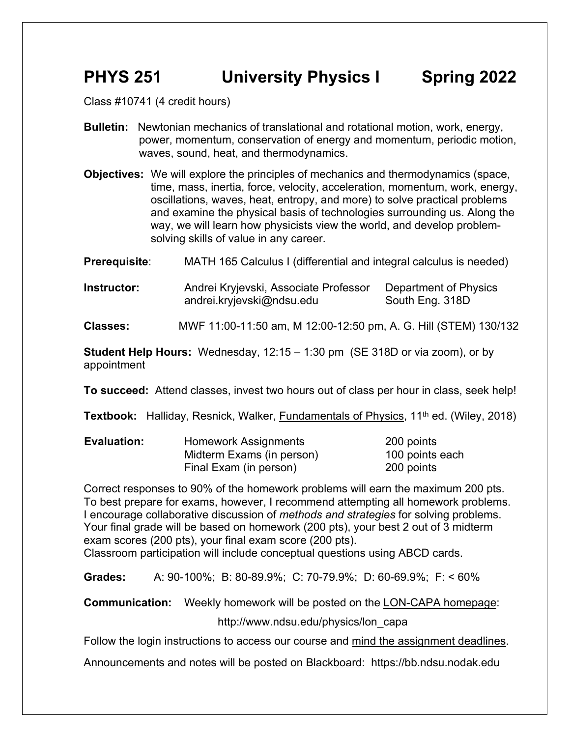# PHYS 251 University Physics I Spring 2022

Class #10741 (4 credit hours)

**Bulletin:** Newtonian mechanics of translational and rotational motion, work, energy, power, momentum, conservation of energy and momentum, periodic motion, waves, sound, heat, and thermodynamics.

**Objectives:** We will explore the principles of mechanics and thermodynamics (space, time, mass, inertia, force, velocity, acceleration, momentum, work, energy, oscillations, waves, heat, entropy, and more) to solve practical problems and examine the physical basis of technologies surrounding us. Along the way, we will learn how physicists view the world, and develop problem-solving skills of value in any career.

**Prerequisite**: MATH 165 Calculus I (differential and integral calculus is needed)

**Instructor:** Andrei Kryjevski, Associate Professor, Department of Physics
andrei.kryjevski@ndsu.edu, South Eng. 318D

**Classes:** MWF 11:00-11:50 am, M 12:00-12:50 pm, A. G. Hill (STEM) 130/132

**Student Help Hours:** Wednesday, 12:15 – 1:30 pm (SE 318D or via zoom), or by appointment

**To succeed:** Attend classes, invest two hours out of class per hour in class, seek help!

**Textbook:** Halliday, Resnick, Walker, Fundamentals of Physics, 11th ed. (Wiley, 2018)

**Evaluation:**

| | |
|---|---|
| Homework Assignments | 200 points |
| Midterm Exams (in person) | 100 points each |
| Final Exam (in person) | 200 points |

Correct responses to 90% of the homework problems will earn the maximum 200 pts. To best prepare for exams, however, I recommend attempting all homework problems. I encourage collaborative discussion of *methods and strategies* for solving problems. Your final grade will be based on homework (200 pts), your best 2 out of 3 midterm exam scores (200 pts), your final exam score (200 pts).
Classroom participation will include conceptual questions using ABCD cards.

**Grades:** A: 90-100%; B: 80-89.9%; C: 70-79.9%; D: 60-69.9%; F: < 60%

**Communication:** Weekly homework will be posted on the LON-CAPA homepage:

http://www.ndsu.edu/physics/lon_capa

Follow the login instructions to access our course and mind the assignment deadlines.

Announcements and notes will be posted on Blackboard: https://bb.ndsu.nodak.edu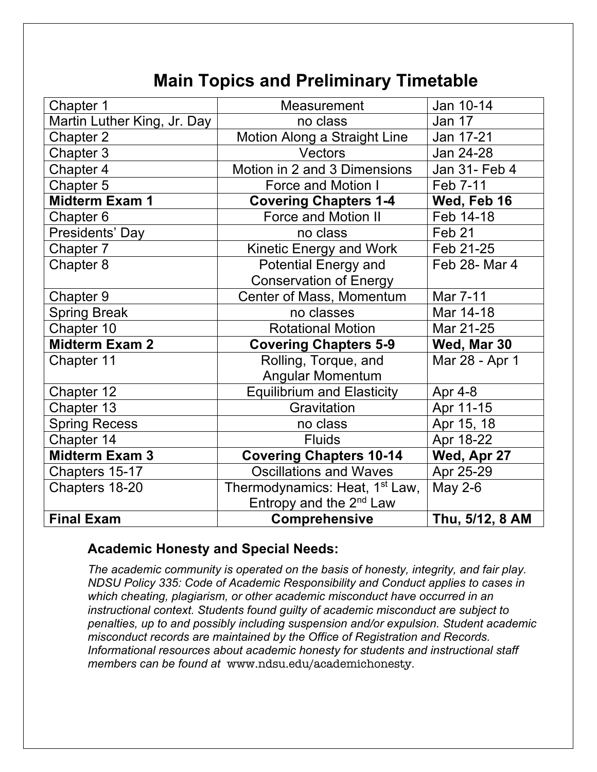# Main Topics and Preliminary Timetable

| | | |
|---|---|---|
| Chapter 1 | Measurement | Jan 10-14 |
| Martin Luther King, Jr. Day | no class | Jan 17 |
| Chapter 2 | Motion Along a Straight Line | Jan 17-21 |
| Chapter 3 | Vectors | Jan 24-28 |
| Chapter 4 | Motion in 2 and 3 Dimensions | Jan 31- Feb 4 |
| Chapter 5 | Force and Motion I | Feb 7-11 |
| **Midterm Exam 1** | **Covering Chapters 1-4** | **Wed, Feb 16** |
| Chapter 6 | Force and Motion II | Feb 14-18 |
| Presidents' Day | no class | Feb 21 |
| Chapter 7 | Kinetic Energy and Work | Feb 21-25 |
| Chapter 8 | Potential Energy and Conservation of Energy | Feb 28- Mar 4 |
| Chapter 9 | Center of Mass, Momentum | Mar 7-11 |
| Spring Break | no classes | Mar 14-18 |
| Chapter 10 | Rotational Motion | Mar 21-25 |
| **Midterm Exam 2** | **Covering Chapters 5-9** | **Wed, Mar 30** |
| Chapter 11 | Rolling, Torque, and Angular Momentum | Mar 28 - Apr 1 |
| Chapter 12 | Equilibrium and Elasticity | Apr 4-8 |
| Chapter 13 | Gravitation | Apr 11-15 |
| Spring Recess | no class | Apr 15, 18 |
| Chapter 14 | Fluids | Apr 18-22 |
| **Midterm Exam 3** | **Covering Chapters 10-14** | **Wed, Apr 27** |
| Chapters 15-17 | Oscillations and Waves | Apr 25-29 |
| Chapters 18-20 | Thermodynamics: Heat, 1st Law, Entropy and the 2nd Law | May 2-6 |
| **Final Exam** | **Comprehensive** | **Thu, 5/12, 8 AM** |

### Academic Honesty and Special Needs:

*The academic community is operated on the basis of honesty, integrity, and fair play. NDSU Policy 335: Code of Academic Responsibility and Conduct applies to cases in which cheating, plagiarism, or other academic misconduct have occurred in an instructional context. Students found guilty of academic misconduct are subject to penalties, up to and possibly including suspension and/or expulsion. Student academic misconduct records are maintained by the Office of Registration and Records. Informational resources about academic honesty for students and instructional staff members can be found at* www.ndsu.edu/academichonesty.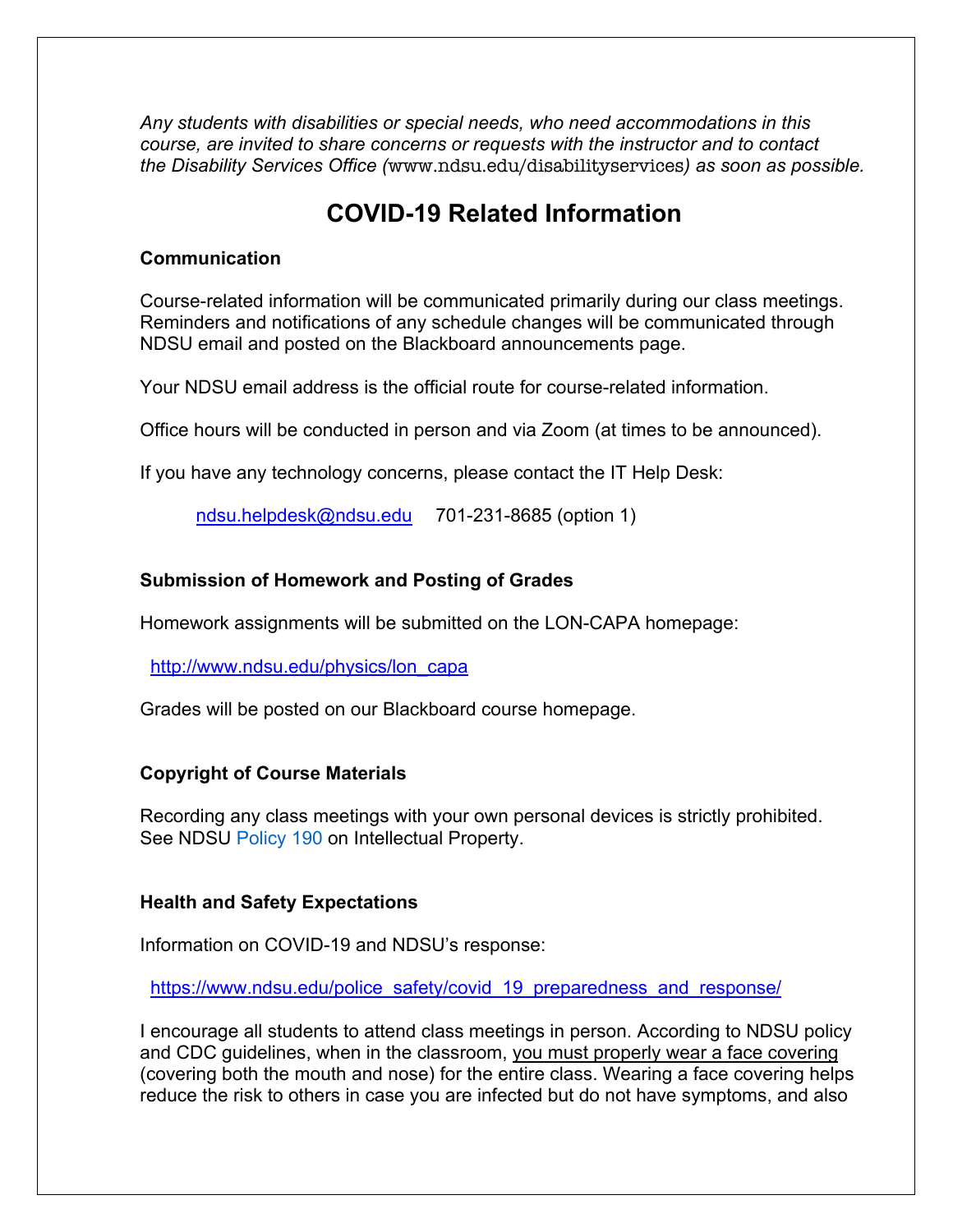*Any students with disabilities or special needs, who need accommodations in this course, are invited to share concerns or requests with the instructor and to contact the Disability Services Office (www.ndsu.edu/disabilityservices) as soon as possible.*

## COVID-19 Related Information

### Communication

Course-related information will be communicated primarily during our class meetings. Reminders and notifications of any schedule changes will be communicated through NDSU email and posted on the Blackboard announcements page.

Your NDSU email address is the official route for course-related information.

Office hours will be conducted in person and via Zoom (at times to be announced).

If you have any technology concerns, please contact the IT Help Desk:

ndsu.helpdesk@ndsu.edu     701-231-8685 (option 1)

### Submission of Homework and Posting of Grades

Homework assignments will be submitted on the LON-CAPA homepage:

http://www.ndsu.edu/physics/lon_capa

Grades will be posted on our Blackboard course homepage.

### Copyright of Course Materials

Recording any class meetings with your own personal devices is strictly prohibited. See NDSU Policy 190 on Intellectual Property.

### Health and Safety Expectations

Information on COVID-19 and NDSU's response:

https://www.ndsu.edu/police_safety/covid_19_preparedness_and_response/

I encourage all students to attend class meetings in person. According to NDSU policy and CDC guidelines, when in the classroom, you must properly wear a face covering (covering both the mouth and nose) for the entire class. Wearing a face covering helps reduce the risk to others in case you are infected but do not have symptoms, and also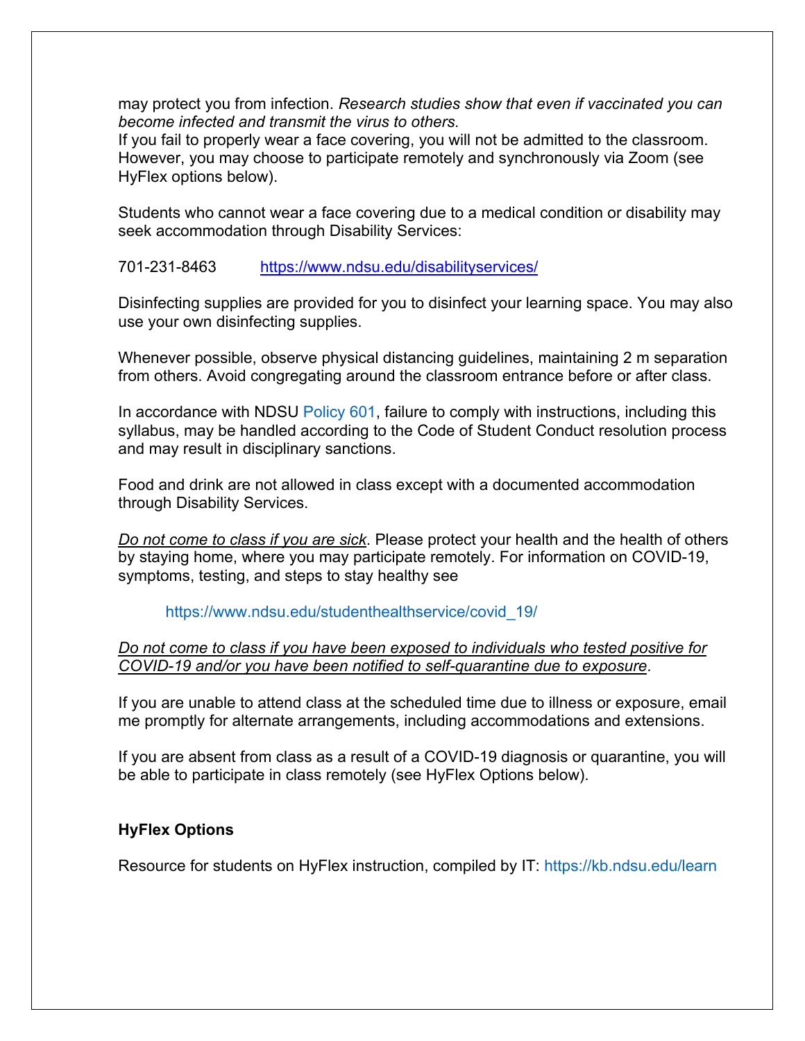may protect you from infection. *Research studies show that even if vaccinated you can become infected and transmit the virus to others.*
If you fail to properly wear a face covering, you will not be admitted to the classroom. However, you may choose to participate remotely and synchronously via Zoom (see HyFlex options below).

Students who cannot wear a face covering due to a medical condition or disability may seek accommodation through Disability Services:

701-231-8463 https://www.ndsu.edu/disabilityservices/

Disinfecting supplies are provided for you to disinfect your learning space. You may also use your own disinfecting supplies.

Whenever possible, observe physical distancing guidelines, maintaining 2 m separation from others. Avoid congregating around the classroom entrance before or after class.

In accordance with NDSU Policy 601, failure to comply with instructions, including this syllabus, may be handled according to the Code of Student Conduct resolution process and may result in disciplinary sanctions.

Food and drink are not allowed in class except with a documented accommodation through Disability Services.

*Do not come to class if you are sick*. Please protect your health and the health of others by staying home, where you may participate remotely. For information on COVID-19, symptoms, testing, and steps to stay healthy see

https://www.ndsu.edu/studenthealthservice/covid_19/

*Do not come to class if you have been exposed to individuals who tested positive for COVID-19 and/or you have been notified to self-quarantine due to exposure*.

If you are unable to attend class at the scheduled time due to illness or exposure, email me promptly for alternate arrangements, including accommodations and extensions.

If you are absent from class as a result of a COVID-19 diagnosis or quarantine, you will be able to participate in class remotely (see HyFlex Options below).

**HyFlex Options**

Resource for students on HyFlex instruction, compiled by IT: https://kb.ndsu.edu/learn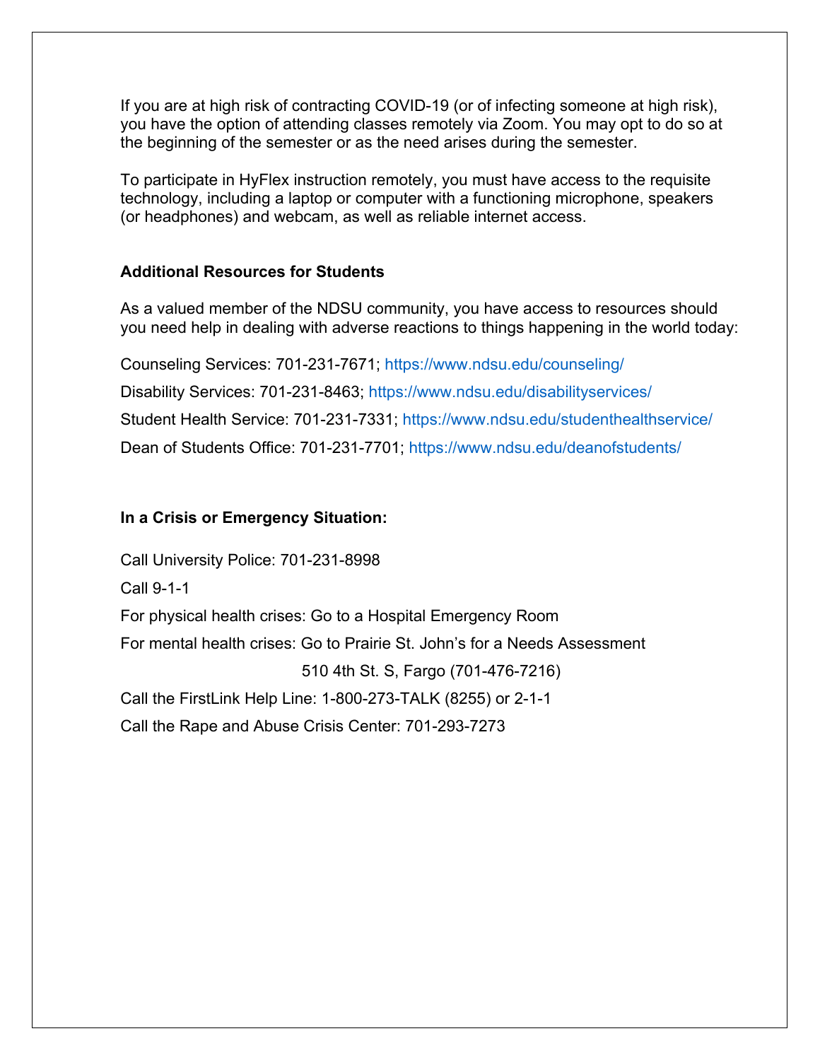If you are at high risk of contracting COVID-19 (or of infecting someone at high risk), you have the option of attending classes remotely via Zoom. You may opt to do so at the beginning of the semester or as the need arises during the semester.

To participate in HyFlex instruction remotely, you must have access to the requisite technology, including a laptop or computer with a functioning microphone, speakers (or headphones) and webcam, as well as reliable internet access.

**Additional Resources for Students**

As a valued member of the NDSU community, you have access to resources should you need help in dealing with adverse reactions to things happening in the world today:

Counseling Services: 701-231-7671; https://www.ndsu.edu/counseling/

Disability Services: 701-231-8463; https://www.ndsu.edu/disabilityservices/

Student Health Service: 701-231-7331; https://www.ndsu.edu/studenthealthservice/

Dean of Students Office: 701-231-7701; https://www.ndsu.edu/deanofstudents/

**In a Crisis or Emergency Situation:**

Call University Police: 701-231-8998

Call 9-1-1

For physical health crises: Go to a Hospital Emergency Room

For mental health crises: Go to Prairie St. John's for a Needs Assessment

510 4th St. S, Fargo (701-476-7216)

Call the FirstLink Help Line: 1-800-273-TALK (8255) or 2-1-1

Call the Rape and Abuse Crisis Center: 701-293-7273